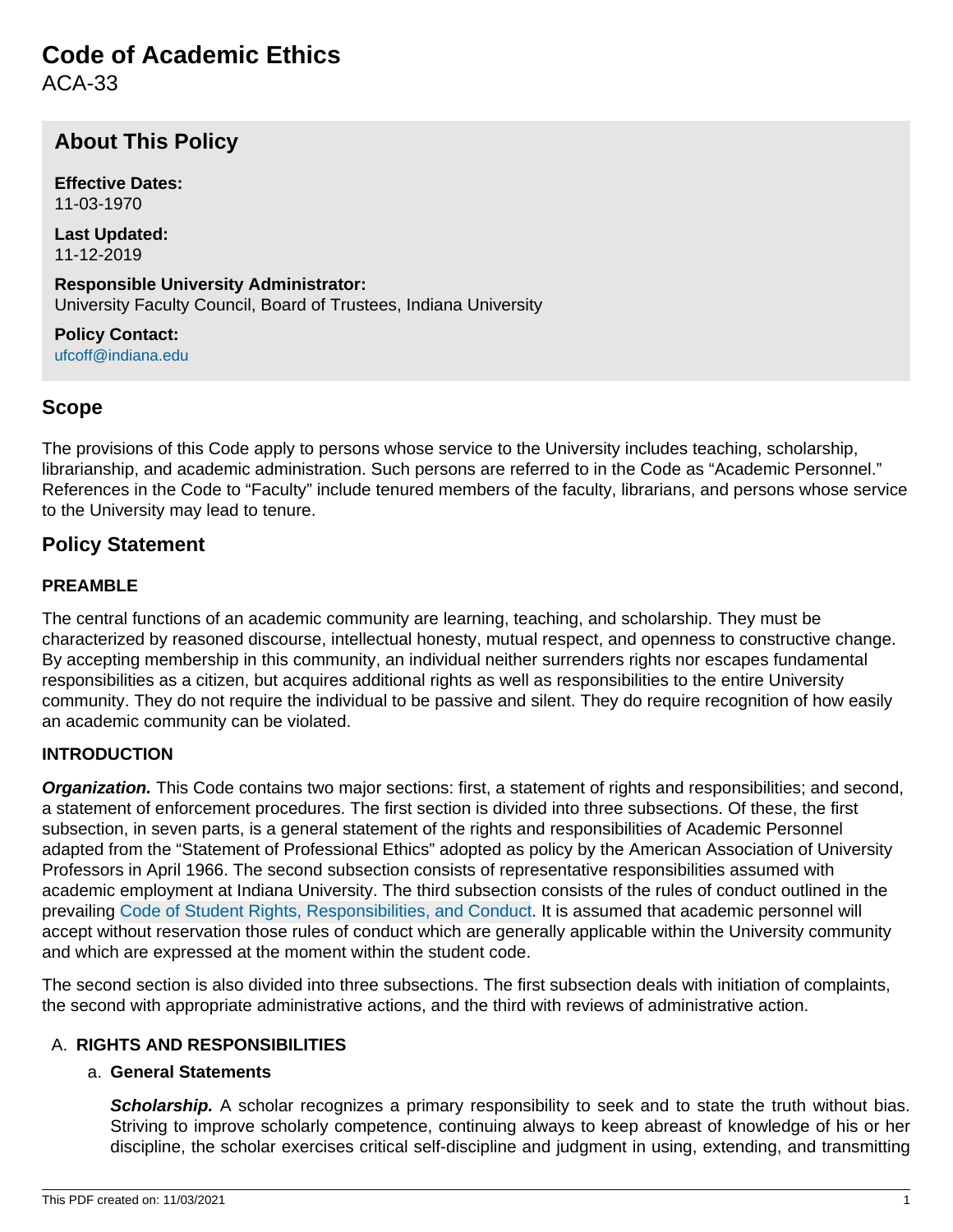# Code of Academic Ethics

ACA-33

## About This Policy

**Effective Dates:**
11-03-1970

**Last Updated:**
11-12-2019

**Responsible University Administrator:**
University Faculty Council, Board of Trustees, Indiana University

**Policy Contact:**
ufcoff@indiana.edu

## Scope

The provisions of this Code apply to persons whose service to the University includes teaching, scholarship, librarianship, and academic administration. Such persons are referred to in the Code as "Academic Personnel." References in the Code to "Faculty" include tenured members of the faculty, librarians, and persons whose service to the University may lead to tenure.

## Policy Statement

### PREAMBLE

The central functions of an academic community are learning, teaching, and scholarship. They must be characterized by reasoned discourse, intellectual honesty, mutual respect, and openness to constructive change. By accepting membership in this community, an individual neither surrenders rights nor escapes fundamental responsibilities as a citizen, but acquires additional rights as well as responsibilities to the entire University community. They do not require the individual to be passive and silent. They do require recognition of how easily an academic community can be violated.

### INTRODUCTION

***Organization.*** This Code contains two major sections: first, a statement of rights and responsibilities; and second, a statement of enforcement procedures. The first section is divided into three subsections. Of these, the first subsection, in seven parts, is a general statement of the rights and responsibilities of Academic Personnel adapted from the "Statement of Professional Ethics" adopted as policy by the American Association of University Professors in April 1966. The second subsection consists of representative responsibilities assumed with academic employment at Indiana University. The third subsection consists of the rules of conduct outlined in the prevailing Code of Student Rights, Responsibilities, and Conduct. It is assumed that academic personnel will accept without reservation those rules of conduct which are generally applicable within the University community and which are expressed at the moment within the student code.

The second section is also divided into three subsections. The first subsection deals with initiation of complaints, the second with appropriate administrative actions, and the third with reviews of administrative action.

A. **RIGHTS AND RESPONSIBILITIES**

   a. **General Statements**

   ***Scholarship.*** A scholar recognizes a primary responsibility to seek and to state the truth without bias. Striving to improve scholarly competence, continuing always to keep abreast of knowledge of his or her discipline, the scholar exercises critical self-discipline and judgment in using, extending, and transmitting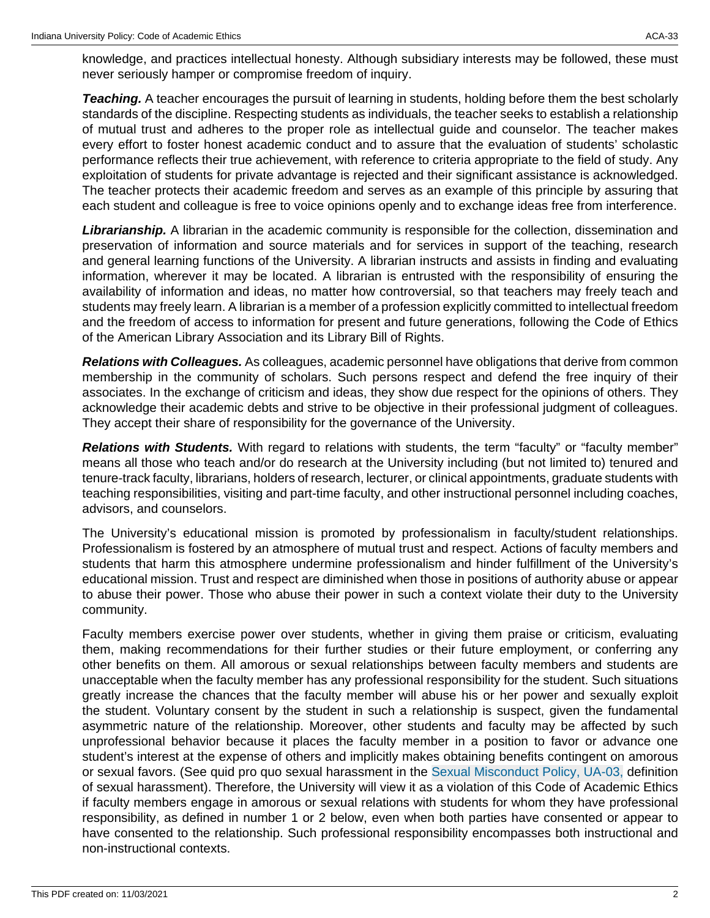knowledge, and practices intellectual honesty. Although subsidiary interests may be followed, these must never seriously hamper or compromise freedom of inquiry.

***Teaching.*** A teacher encourages the pursuit of learning in students, holding before them the best scholarly standards of the discipline. Respecting students as individuals, the teacher seeks to establish a relationship of mutual trust and adheres to the proper role as intellectual guide and counselor. The teacher makes every effort to foster honest academic conduct and to assure that the evaluation of students' scholastic performance reflects their true achievement, with reference to criteria appropriate to the field of study. Any exploitation of students for private advantage is rejected and their significant assistance is acknowledged. The teacher protects their academic freedom and serves as an example of this principle by assuring that each student and colleague is free to voice opinions openly and to exchange ideas free from interference.

***Librarianship.*** A librarian in the academic community is responsible for the collection, dissemination and preservation of information and source materials and for services in support of the teaching, research and general learning functions of the University. A librarian instructs and assists in finding and evaluating information, wherever it may be located. A librarian is entrusted with the responsibility of ensuring the availability of information and ideas, no matter how controversial, so that teachers may freely teach and students may freely learn. A librarian is a member of a profession explicitly committed to intellectual freedom and the freedom of access to information for present and future generations, following the Code of Ethics of the American Library Association and its Library Bill of Rights.

***Relations with Colleagues.*** As colleagues, academic personnel have obligations that derive from common membership in the community of scholars. Such persons respect and defend the free inquiry of their associates. In the exchange of criticism and ideas, they show due respect for the opinions of others. They acknowledge their academic debts and strive to be objective in their professional judgment of colleagues. They accept their share of responsibility for the governance of the University.

***Relations with Students.*** With regard to relations with students, the term "faculty" or "faculty member" means all those who teach and/or do research at the University including (but not limited to) tenured and tenure-track faculty, librarians, holders of research, lecturer, or clinical appointments, graduate students with teaching responsibilities, visiting and part-time faculty, and other instructional personnel including coaches, advisors, and counselors.

The University's educational mission is promoted by professionalism in faculty/student relationships. Professionalism is fostered by an atmosphere of mutual trust and respect. Actions of faculty members and students that harm this atmosphere undermine professionalism and hinder fulfillment of the University's educational mission. Trust and respect are diminished when those in positions of authority abuse or appear to abuse their power. Those who abuse their power in such a context violate their duty to the University community.

Faculty members exercise power over students, whether in giving them praise or criticism, evaluating them, making recommendations for their further studies or their future employment, or conferring any other benefits on them. All amorous or sexual relationships between faculty members and students are unacceptable when the faculty member has any professional responsibility for the student. Such situations greatly increase the chances that the faculty member will abuse his or her power and sexually exploit the student. Voluntary consent by the student in such a relationship is suspect, given the fundamental asymmetric nature of the relationship. Moreover, other students and faculty may be affected by such unprofessional behavior because it places the faculty member in a position to favor or advance one student's interest at the expense of others and implicitly makes obtaining benefits contingent on amorous or sexual favors. (See quid pro quo sexual harassment in the Sexual Misconduct Policy, UA-03, definition of sexual harassment). Therefore, the University will view it as a violation of this Code of Academic Ethics if faculty members engage in amorous or sexual relations with students for whom they have professional responsibility, as defined in number 1 or 2 below, even when both parties have consented or appear to have consented to the relationship. Such professional responsibility encompasses both instructional and non-instructional contexts.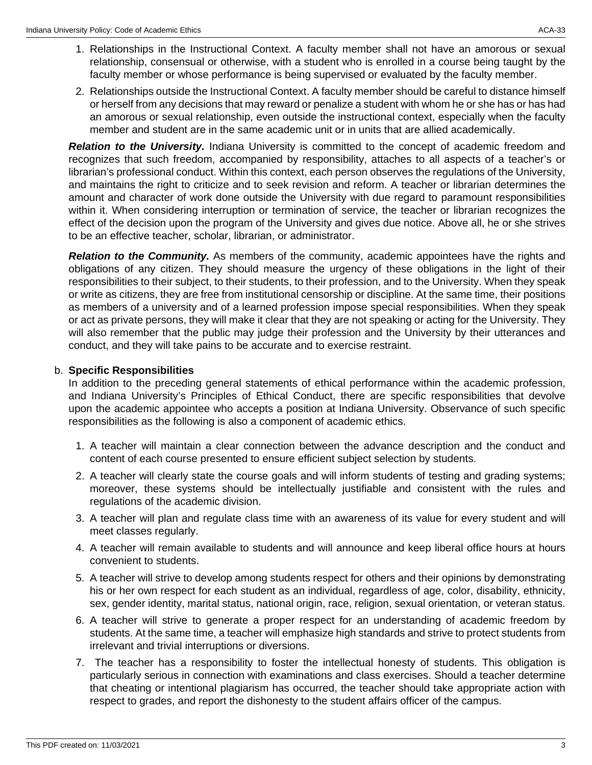1. Relationships in the Instructional Context. A faculty member shall not have an amorous or sexual relationship, consensual or otherwise, with a student who is enrolled in a course being taught by the faculty member or whose performance is being supervised or evaluated by the faculty member.
2. Relationships outside the Instructional Context. A faculty member should be careful to distance himself or herself from any decisions that may reward or penalize a student with whom he or she has or has had an amorous or sexual relationship, even outside the instructional context, especially when the faculty member and student are in the same academic unit or in units that are allied academically.

***Relation to the University.*** Indiana University is committed to the concept of academic freedom and recognizes that such freedom, accompanied by responsibility, attaches to all aspects of a teacher's or librarian's professional conduct. Within this context, each person observes the regulations of the University, and maintains the right to criticize and to seek revision and reform. A teacher or librarian determines the amount and character of work done outside the University with due regard to paramount responsibilities within it. When considering interruption or termination of service, the teacher or librarian recognizes the effect of the decision upon the program of the University and gives due notice. Above all, he or she strives to be an effective teacher, scholar, librarian, or administrator.

***Relation to the Community.*** As members of the community, academic appointees have the rights and obligations of any citizen. They should measure the urgency of these obligations in the light of their responsibilities to their subject, to their students, to their profession, and to the University. When they speak or write as citizens, they are free from institutional censorship or discipline. At the same time, their positions as members of a university and of a learned profession impose special responsibilities. When they speak or act as private persons, they will make it clear that they are not speaking or acting for the University. They will also remember that the public may judge their profession and the University by their utterances and conduct, and they will take pains to be accurate and to exercise restraint.

b. **Specific Responsibilities**

In addition to the preceding general statements of ethical performance within the academic profession, and Indiana University's Principles of Ethical Conduct, there are specific responsibilities that devolve upon the academic appointee who accepts a position at Indiana University. Observance of such specific responsibilities as the following is also a component of academic ethics.

1. A teacher will maintain a clear connection between the advance description and the conduct and content of each course presented to ensure efficient subject selection by students.
2. A teacher will clearly state the course goals and will inform students of testing and grading systems; moreover, these systems should be intellectually justifiable and consistent with the rules and regulations of the academic division.
3. A teacher will plan and regulate class time with an awareness of its value for every student and will meet classes regularly.
4. A teacher will remain available to students and will announce and keep liberal office hours at hours convenient to students.
5. A teacher will strive to develop among students respect for others and their opinions by demonstrating his or her own respect for each student as an individual, regardless of age, color, disability, ethnicity, sex, gender identity, marital status, national origin, race, religion, sexual orientation, or veteran status.
6. A teacher will strive to generate a proper respect for an understanding of academic freedom by students. At the same time, a teacher will emphasize high standards and strive to protect students from irrelevant and trivial interruptions or diversions.
7. The teacher has a responsibility to foster the intellectual honesty of students. This obligation is particularly serious in connection with examinations and class exercises. Should a teacher determine that cheating or intentional plagiarism has occurred, the teacher should take appropriate action with respect to grades, and report the dishonesty to the student affairs officer of the campus.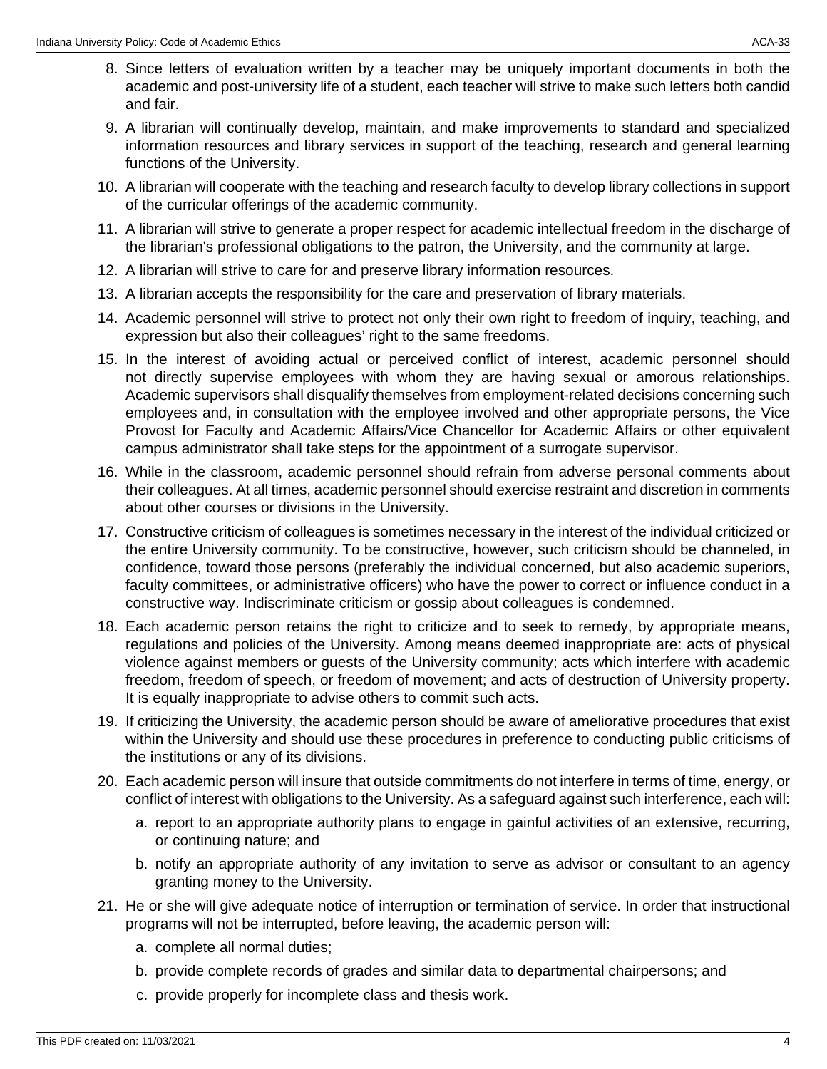8. Since letters of evaluation written by a teacher may be uniquely important documents in both the academic and post-university life of a student, each teacher will strive to make such letters both candid and fair.
9. A librarian will continually develop, maintain, and make improvements to standard and specialized information resources and library services in support of the teaching, research and general learning functions of the University.
10. A librarian will cooperate with the teaching and research faculty to develop library collections in support of the curricular offerings of the academic community.
11. A librarian will strive to generate a proper respect for academic intellectual freedom in the discharge of the librarian's professional obligations to the patron, the University, and the community at large.
12. A librarian will strive to care for and preserve library information resources.
13. A librarian accepts the responsibility for the care and preservation of library materials.
14. Academic personnel will strive to protect not only their own right to freedom of inquiry, teaching, and expression but also their colleagues' right to the same freedoms.
15. In the interest of avoiding actual or perceived conflict of interest, academic personnel should not directly supervise employees with whom they are having sexual or amorous relationships. Academic supervisors shall disqualify themselves from employment-related decisions concerning such employees and, in consultation with the employee involved and other appropriate persons, the Vice Provost for Faculty and Academic Affairs/Vice Chancellor for Academic Affairs or other equivalent campus administrator shall take steps for the appointment of a surrogate supervisor.
16. While in the classroom, academic personnel should refrain from adverse personal comments about their colleagues. At all times, academic personnel should exercise restraint and discretion in comments about other courses or divisions in the University.
17. Constructive criticism of colleagues is sometimes necessary in the interest of the individual criticized or the entire University community. To be constructive, however, such criticism should be channeled, in confidence, toward those persons (preferably the individual concerned, but also academic superiors, faculty committees, or administrative officers) who have the power to correct or influence conduct in a constructive way. Indiscriminate criticism or gossip about colleagues is condemned.
18. Each academic person retains the right to criticize and to seek to remedy, by appropriate means, regulations and policies of the University. Among means deemed inappropriate are: acts of physical violence against members or guests of the University community; acts which interfere with academic freedom, freedom of speech, or freedom of movement; and acts of destruction of University property. It is equally inappropriate to advise others to commit such acts.
19. If criticizing the University, the academic person should be aware of ameliorative procedures that exist within the University and should use these procedures in preference to conducting public criticisms of the institutions or any of its divisions.
20. Each academic person will insure that outside commitments do not interfere in terms of time, energy, or conflict of interest with obligations to the University. As a safeguard against such interference, each will:
    a. report to an appropriate authority plans to engage in gainful activities of an extensive, recurring, or continuing nature; and
    b. notify an appropriate authority of any invitation to serve as advisor or consultant to an agency granting money to the University.
21. He or she will give adequate notice of interruption or termination of service. In order that instructional programs will not be interrupted, before leaving, the academic person will:
    a. complete all normal duties;
    b. provide complete records of grades and similar data to departmental chairpersons; and
    c. provide properly for incomplete class and thesis work.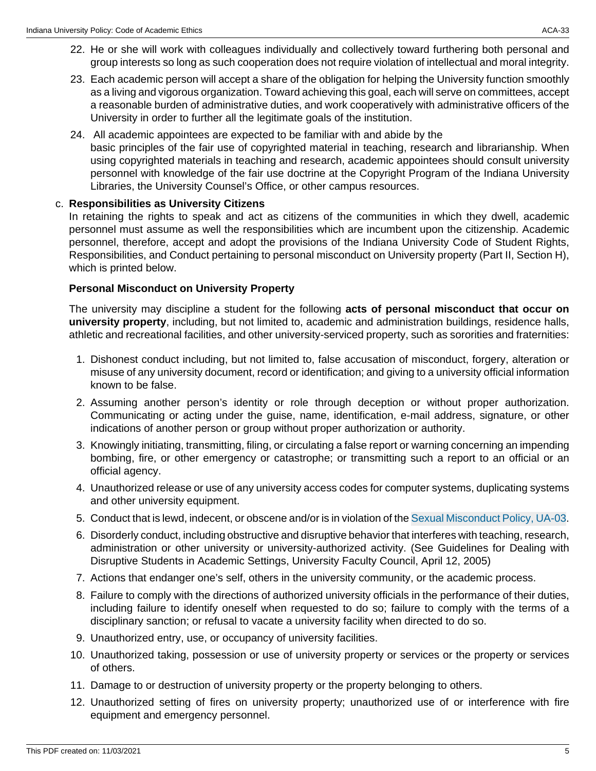22. He or she will work with colleagues individually and collectively toward furthering both personal and group interests so long as such cooperation does not require violation of intellectual and moral integrity.
23. Each academic person will accept a share of the obligation for helping the University function smoothly as a living and vigorous organization. Toward achieving this goal, each will serve on committees, accept a reasonable burden of administrative duties, and work cooperatively with administrative officers of the University in order to further all the legitimate goals of the institution.
24. All academic appointees are expected to be familiar with and abide by the basic principles of the fair use of copyrighted material in teaching, research and librarianship. When using copyrighted materials in teaching and research, academic appointees should consult university personnel with knowledge of the fair use doctrine at the Copyright Program of the Indiana University Libraries, the University Counsel's Office, or other campus resources.

c. **Responsibilities as University Citizens**

In retaining the rights to speak and act as citizens of the communities in which they dwell, academic personnel must assume as well the responsibilities which are incumbent upon the citizenship. Academic personnel, therefore, accept and adopt the provisions of the Indiana University Code of Student Rights, Responsibilities, and Conduct pertaining to personal misconduct on University property (Part II, Section H), which is printed below.

**Personal Misconduct on University Property**

The university may discipline a student for the following **acts of personal misconduct that occur on university property**, including, but not limited to, academic and administration buildings, residence halls, athletic and recreational facilities, and other university-serviced property, such as sororities and fraternities:

1. Dishonest conduct including, but not limited to, false accusation of misconduct, forgery, alteration or misuse of any university document, record or identification; and giving to a university official information known to be false.
2. Assuming another person's identity or role through deception or without proper authorization. Communicating or acting under the guise, name, identification, e-mail address, signature, or other indications of another person or group without proper authorization or authority.
3. Knowingly initiating, transmitting, filing, or circulating a false report or warning concerning an impending bombing, fire, or other emergency or catastrophe; or transmitting such a report to an official or an official agency.
4. Unauthorized release or use of any university access codes for computer systems, duplicating systems and other university equipment.
5. Conduct that is lewd, indecent, or obscene and/or is in violation of the Sexual Misconduct Policy, UA-03.
6. Disorderly conduct, including obstructive and disruptive behavior that interferes with teaching, research, administration or other university or university-authorized activity. (See Guidelines for Dealing with Disruptive Students in Academic Settings, University Faculty Council, April 12, 2005)
7. Actions that endanger one's self, others in the university community, or the academic process.
8. Failure to comply with the directions of authorized university officials in the performance of their duties, including failure to identify oneself when requested to do so; failure to comply with the terms of a disciplinary sanction; or refusal to vacate a university facility when directed to do so.
9. Unauthorized entry, use, or occupancy of university facilities.
10. Unauthorized taking, possession or use of university property or services or the property or services of others.
11. Damage to or destruction of university property or the property belonging to others.
12. Unauthorized setting of fires on university property; unauthorized use of or interference with fire equipment and emergency personnel.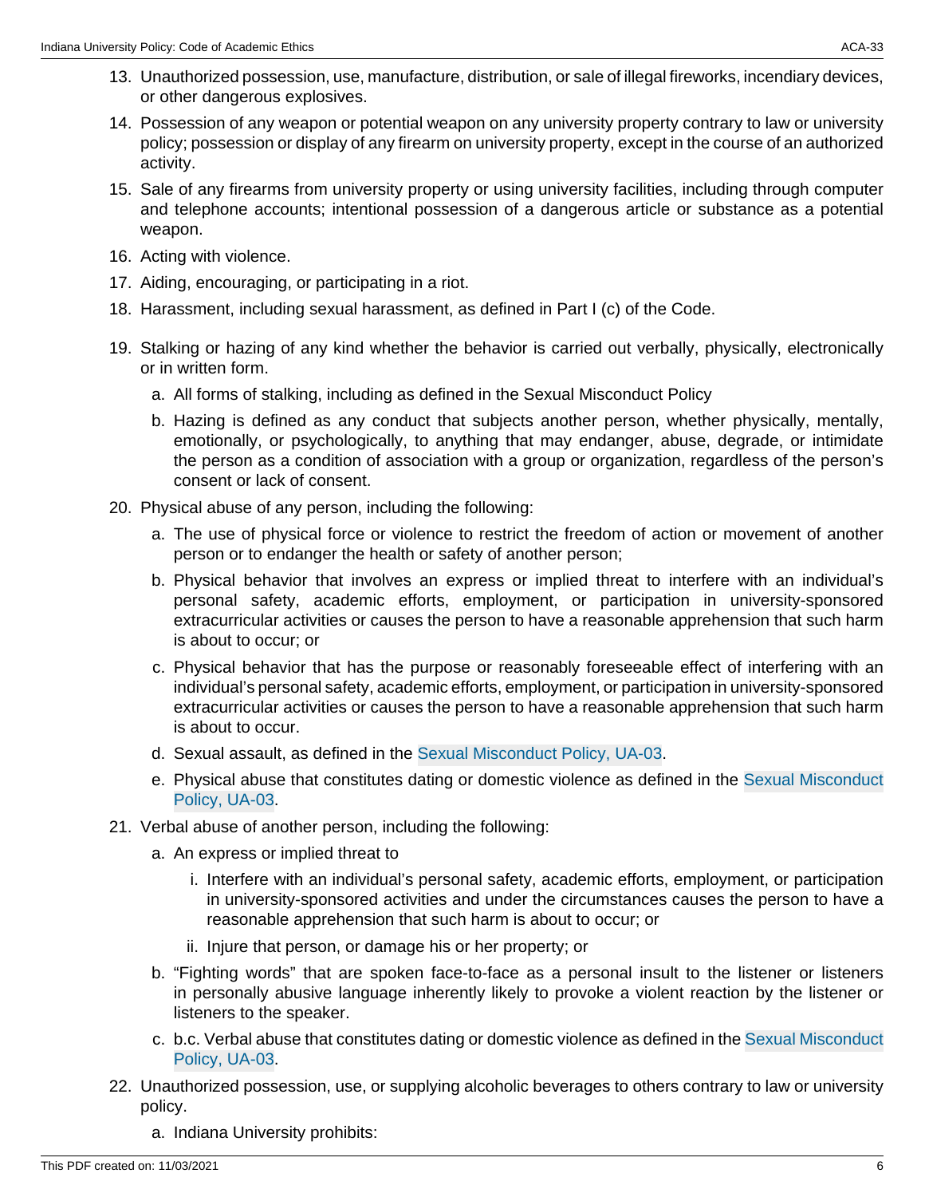13. Unauthorized possession, use, manufacture, distribution, or sale of illegal fireworks, incendiary devices, or other dangerous explosives.
14. Possession of any weapon or potential weapon on any university property contrary to law or university policy; possession or display of any firearm on university property, except in the course of an authorized activity.
15. Sale of any firearms from university property or using university facilities, including through computer and telephone accounts; intentional possession of a dangerous article or substance as a potential weapon.
16. Acting with violence.
17. Aiding, encouraging, or participating in a riot.
18. Harassment, including sexual harassment, as defined in Part I (c) of the Code.
19. Stalking or hazing of any kind whether the behavior is carried out verbally, physically, electronically or in written form.
    a. All forms of stalking, including as defined in the Sexual Misconduct Policy
    b. Hazing is defined as any conduct that subjects another person, whether physically, mentally, emotionally, or psychologically, to anything that may endanger, abuse, degrade, or intimidate the person as a condition of association with a group or organization, regardless of the person's consent or lack of consent.
20. Physical abuse of any person, including the following:
    a. The use of physical force or violence to restrict the freedom of action or movement of another person or to endanger the health or safety of another person;
    b. Physical behavior that involves an express or implied threat to interfere with an individual's personal safety, academic efforts, employment, or participation in university-sponsored extracurricular activities or causes the person to have a reasonable apprehension that such harm is about to occur; or
    c. Physical behavior that has the purpose or reasonably foreseeable effect of interfering with an individual's personal safety, academic efforts, employment, or participation in university-sponsored extracurricular activities or causes the person to have a reasonable apprehension that such harm is about to occur.
    d. Sexual assault, as defined in the Sexual Misconduct Policy, UA-03.
    e. Physical abuse that constitutes dating or domestic violence as defined in the Sexual Misconduct Policy, UA-03.
21. Verbal abuse of another person, including the following:
    a. An express or implied threat to
        i. Interfere with an individual's personal safety, academic efforts, employment, or participation in university-sponsored activities and under the circumstances causes the person to have a reasonable apprehension that such harm is about to occur; or
        ii. Injure that person, or damage his or her property; or
    b. "Fighting words" that are spoken face-to-face as a personal insult to the listener or listeners in personally abusive language inherently likely to provoke a violent reaction by the listener or listeners to the speaker.
    c. b.c. Verbal abuse that constitutes dating or domestic violence as defined in the Sexual Misconduct Policy, UA-03.
22. Unauthorized possession, use, or supplying alcoholic beverages to others contrary to law or university policy.
    a. Indiana University prohibits: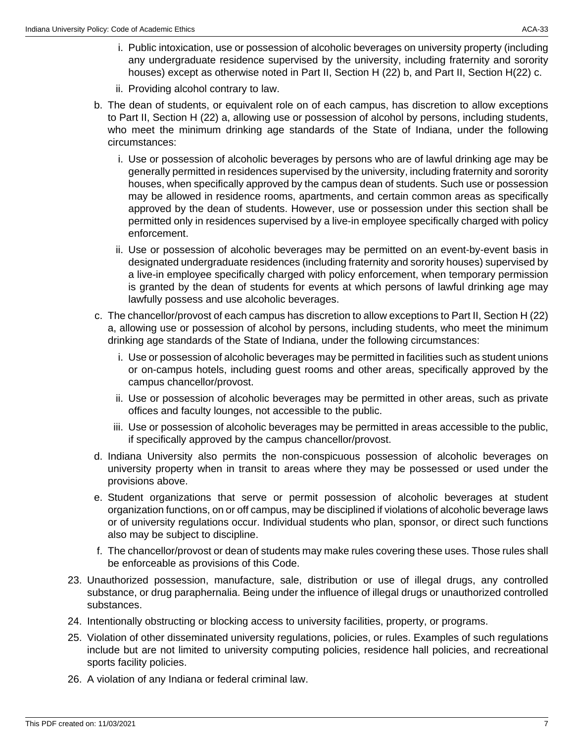i. Public intoxication, use or possession of alcoholic beverages on university property (including any undergraduate residence supervised by the university, including fraternity and sorority houses) except as otherwise noted in Part II, Section H (22) b, and Part II, Section H(22) c.
   ii. Providing alcohol contrary to law.

b. The dean of students, or equivalent role on of each campus, has discretion to allow exceptions to Part II, Section H (22) a, allowing use or possession of alcohol by persons, including students, who meet the minimum drinking age standards of the State of Indiana, under the following circumstances:
   i. Use or possession of alcoholic beverages by persons who are of lawful drinking age may be generally permitted in residences supervised by the university, including fraternity and sorority houses, when specifically approved by the campus dean of students. Such use or possession may be allowed in residence rooms, apartments, and certain common areas as specifically approved by the dean of students. However, use or possession under this section shall be permitted only in residences supervised by a live-in employee specifically charged with policy enforcement.
   ii. Use or possession of alcoholic beverages may be permitted on an event-by-event basis in designated undergraduate residences (including fraternity and sorority houses) supervised by a live-in employee specifically charged with policy enforcement, when temporary permission is granted by the dean of students for events at which persons of lawful drinking age may lawfully possess and use alcoholic beverages.

c. The chancellor/provost of each campus has discretion to allow exceptions to Part II, Section H (22) a, allowing use or possession of alcohol by persons, including students, who meet the minimum drinking age standards of the State of Indiana, under the following circumstances:
   i. Use or possession of alcoholic beverages may be permitted in facilities such as student unions or on-campus hotels, including guest rooms and other areas, specifically approved by the campus chancellor/provost.
   ii. Use or possession of alcoholic beverages may be permitted in other areas, such as private offices and faculty lounges, not accessible to the public.
   iii. Use or possession of alcoholic beverages may be permitted in areas accessible to the public, if specifically approved by the campus chancellor/provost.

d. Indiana University also permits the non-conspicuous possession of alcoholic beverages on university property when in transit to areas where they may be possessed or used under the provisions above.

e. Student organizations that serve or permit possession of alcoholic beverages at student organization functions, on or off campus, may be disciplined if violations of alcoholic beverage laws or of university regulations occur. Individual students who plan, sponsor, or direct such functions also may be subject to discipline.

f. The chancellor/provost or dean of students may make rules covering these uses. Those rules shall be enforceable as provisions of this Code.

23. Unauthorized possession, manufacture, sale, distribution or use of illegal drugs, any controlled substance, or drug paraphernalia. Being under the influence of illegal drugs or unauthorized controlled substances.
24. Intentionally obstructing or blocking access to university facilities, property, or programs.
25. Violation of other disseminated university regulations, policies, or rules. Examples of such regulations include but are not limited to university computing policies, residence hall policies, and recreational sports facility policies.
26. A violation of any Indiana or federal criminal law.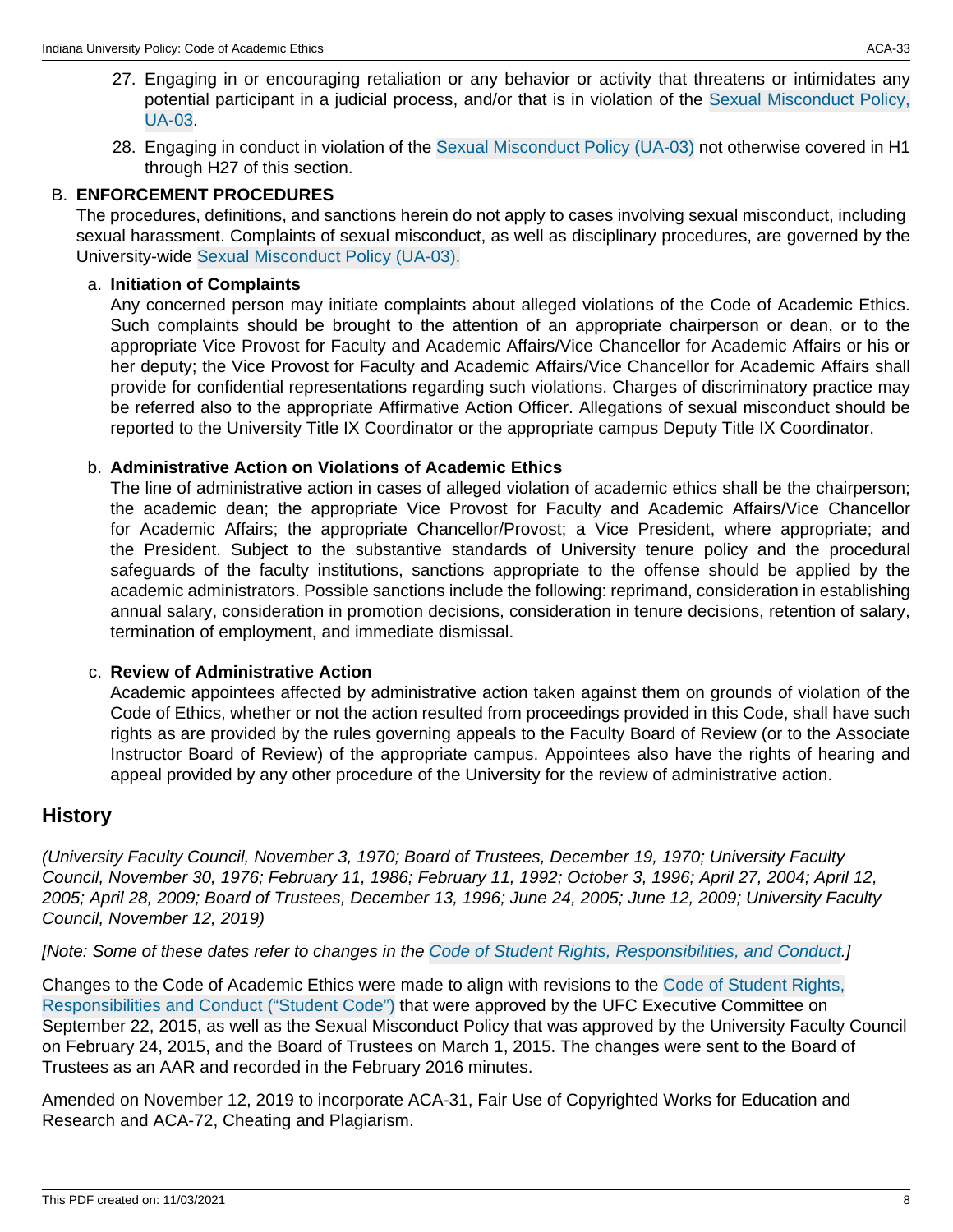27. Engaging in or encouraging retaliation or any behavior or activity that threatens or intimidates any potential participant in a judicial process, and/or that is in violation of the Sexual Misconduct Policy, UA-03.
28. Engaging in conduct in violation of the Sexual Misconduct Policy (UA-03) not otherwise covered in H1 through H27 of this section.

B. **ENFORCEMENT PROCEDURES**

The procedures, definitions, and sanctions herein do not apply to cases involving sexual misconduct, including sexual harassment. Complaints of sexual misconduct, as well as disciplinary procedures, are governed by the University-wide Sexual Misconduct Policy (UA-03).

a. **Initiation of Complaints**

Any concerned person may initiate complaints about alleged violations of the Code of Academic Ethics. Such complaints should be brought to the attention of an appropriate chairperson or dean, or to the appropriate Vice Provost for Faculty and Academic Affairs/Vice Chancellor for Academic Affairs or his or her deputy; the Vice Provost for Faculty and Academic Affairs/Vice Chancellor for Academic Affairs shall provide for confidential representations regarding such violations. Charges of discriminatory practice may be referred also to the appropriate Affirmative Action Officer. Allegations of sexual misconduct should be reported to the University Title IX Coordinator or the appropriate campus Deputy Title IX Coordinator.

b. **Administrative Action on Violations of Academic Ethics**

The line of administrative action in cases of alleged violation of academic ethics shall be the chairperson; the academic dean; the appropriate Vice Provost for Faculty and Academic Affairs/Vice Chancellor for Academic Affairs; the appropriate Chancellor/Provost; a Vice President, where appropriate; and the President. Subject to the substantive standards of University tenure policy and the procedural safeguards of the faculty institutions, sanctions appropriate to the offense should be applied by the academic administrators. Possible sanctions include the following: reprimand, consideration in establishing annual salary, consideration in promotion decisions, consideration in tenure decisions, retention of salary, termination of employment, and immediate dismissal.

c. **Review of Administrative Action**

Academic appointees affected by administrative action taken against them on grounds of violation of the Code of Ethics, whether or not the action resulted from proceedings provided in this Code, shall have such rights as are provided by the rules governing appeals to the Faculty Board of Review (or to the Associate Instructor Board of Review) of the appropriate campus. Appointees also have the rights of hearing and appeal provided by any other procedure of the University for the review of administrative action.

## History

*(University Faculty Council, November 3, 1970; Board of Trustees, December 19, 1970; University Faculty Council, November 30, 1976; February 11, 1986; February 11, 1992; October 3, 1996; April 27, 2004; April 12, 2005; April 28, 2009; Board of Trustees, December 13, 1996; June 24, 2005; June 12, 2009; University Faculty Council, November 12, 2019)*

*[Note: Some of these dates refer to changes in the Code of Student Rights, Responsibilities, and Conduct.]*

Changes to the Code of Academic Ethics were made to align with revisions to the Code of Student Rights, Responsibilities and Conduct ("Student Code") that were approved by the UFC Executive Committee on September 22, 2015, as well as the Sexual Misconduct Policy that was approved by the University Faculty Council on February 24, 2015, and the Board of Trustees on March 1, 2015. The changes were sent to the Board of Trustees as an AAR and recorded in the February 2016 minutes.

Amended on November 12, 2019 to incorporate ACA-31, Fair Use of Copyrighted Works for Education and Research and ACA-72, Cheating and Plagiarism.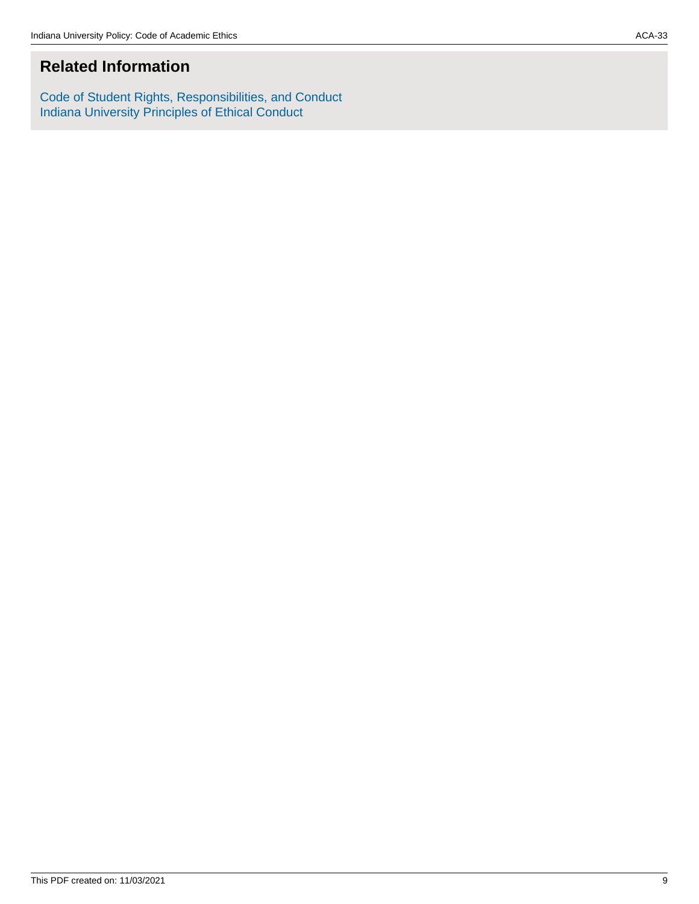## Related Information

Code of Student Rights, Responsibilities, and Conduct
Indiana University Principles of Ethical Conduct